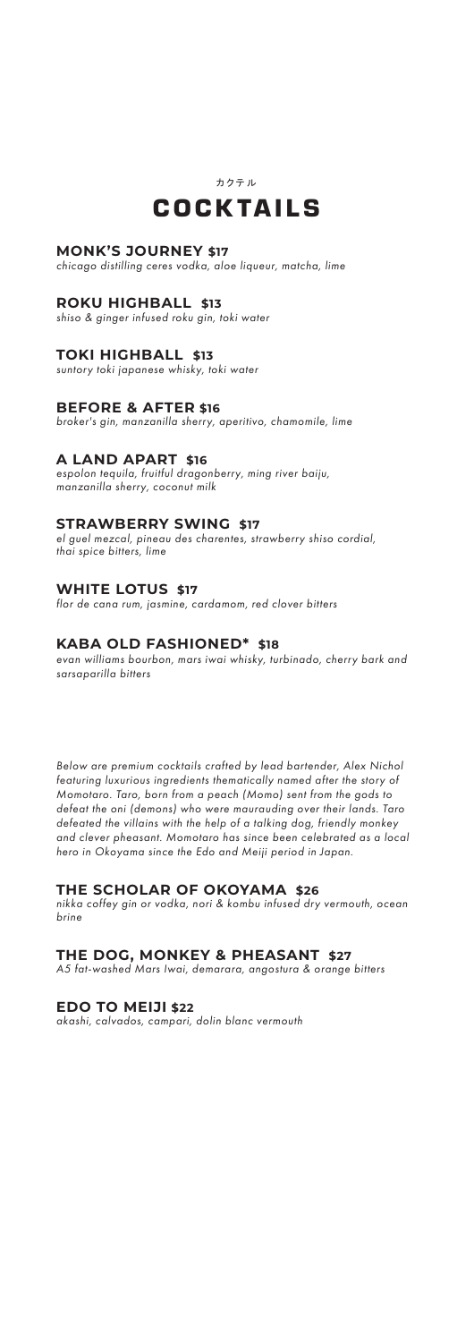カクテル

# COCKTAILS

### MONK'S JOURNEY $17

*chicago distilling ceres vodka, aloe liqueur, matcha, lime*

### ROKU HIGHBALL $13

*shiso & ginger infused roku gin, toki water*

### TOKI HIGHBALL $13

*suntory toki japanese whisky, toki water*

### BEFORE & AFTER $16

*broker's gin, manzanilla sherry, aperitivo, chamomile, lime*

### A LAND APART $16

*espolon tequila, fruitful dragonberry, ming river baiju, manzanilla sherry, coconut milk*

### STRAWBERRY SWING $17

*el guel mezcal, pineau des charentes, strawberry shiso cordial, thai spice bitters, lime*

### WHITE LOTUS $17

*flor de cana rum, jasmine, cardamom, red clover bitters*

### KABA OLD FASHIONED* $18

*evan williams bourbon, mars iwai whisky, turbinado, cherry bark and sarsaparilla bitters*

*Below are premium cocktails crafted by lead bartender, Alex Nichol featuring luxurious ingredients thematically named after the story of Momotaro. Taro, born from a peach (Momo) sent from the gods to defeat the oni (demons) who were maurauding over their lands. Taro defeated the villains with the help of a talking dog, friendly monkey and clever pheasant. Momotaro has since been celebrated as a local hero in Okoyama since the Edo and Meiji period in Japan.*

### THE SCHOLAR OF OKOYAMA $26

*nikka coffey gin or vodka, nori & kombu infused dry vermouth, ocean brine*

### THE DOG, MONKEY & PHEASANT $27

*A5 fat-washed Mars Iwai, demarara, angostura & orange bitters*

### EDO TO MEIJI $22

*akashi, calvados, campari, dolin blanc vermouth*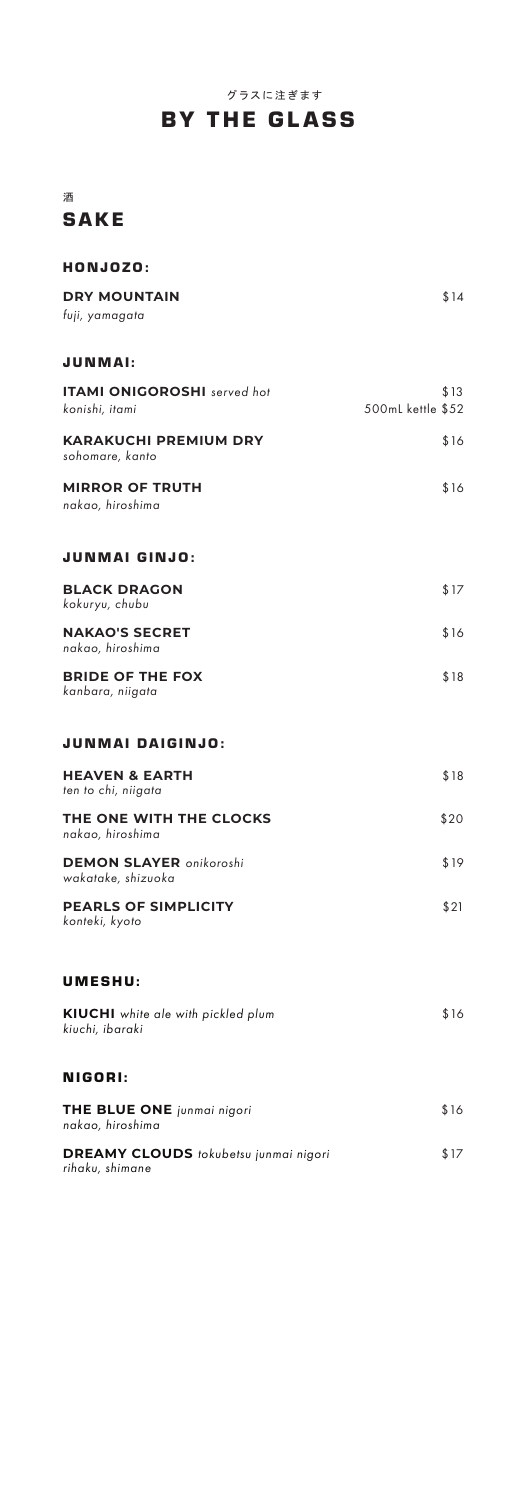グラスに注ぎます

# BY THE GLASS

酒

## SAKE

### HONJOZO:

**DRY MOUNTAIN** — $14
*fuji, yamagata*

### JUNMAI:

**ITAMI ONIGOROSHI** *served hot* — $13
*konishi, itami* — 500mL kettle $52

**KARAKUCHI PREMIUM DRY** — $16
*sohomare, kanto*

**MIRROR OF TRUTH** — $16
*nakao, hiroshima*

### JUNMAI GINJO:

**BLACK DRAGON** — $17
*kokuryu, chubu*

**NAKAO'S SECRET** — $16
*nakao, hiroshima*

**BRIDE OF THE FOX** — $18
*kanbara, niigata*

### JUNMAI DAIGINJO:

**HEAVEN & EARTH** — $18
*ten to chi, niigata*

**THE ONE WITH THE CLOCKS** — $20
*nakao, hiroshima*

**DEMON SLAYER** *onikoroshi* — $19
*wakatake, shizuoka*

**PEARLS OF SIMPLICITY** — $21
*konteki, kyoto*

### UMESHU:

**KIUCHI** *white ale with pickled plum* — $16
*kiuchi, ibaraki*

### NIGORI:

**THE BLUE ONE** *junmai nigori* — $16
*nakao, hiroshima*

**DREAMY CLOUDS** *tokubetsu junmai nigori* — $17
*rihaku, shimane*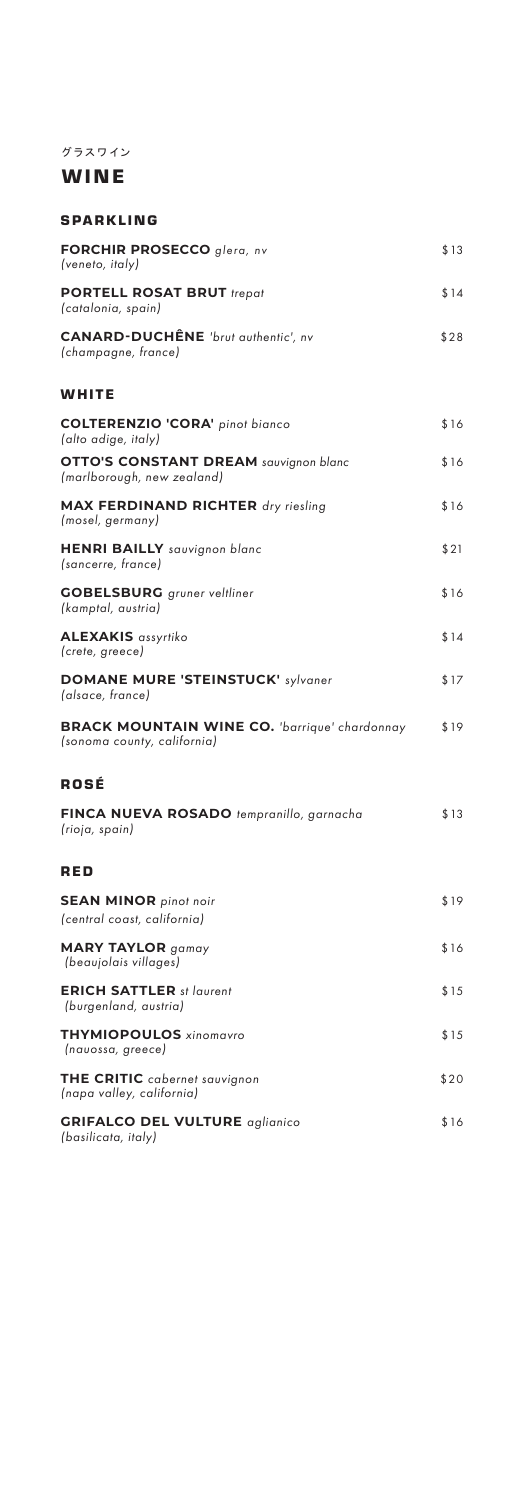グラスワイン

# WINE

## SPARKLING

**FORCHIR PROSECCO** *glera, nv*
*(veneto, italy)* — $13

**PORTELL ROSAT BRUT** *trepat*
*(catalonia, spain)* — $14

**CANARD-DUCHÊNE** *'brut authentic', nv*
*(champagne, france)* — $28

## WHITE

**COLTERENZIO 'CORA'** *pinot bianco*
*(alto adige, italy)* — $16

**OTTO'S CONSTANT DREAM** *sauvignon blanc*
*(marlborough, new zealand)* — $16

**MAX FERDINAND RICHTER** *dry riesling*
*(mosel, germany)* — $16

**HENRI BAILLY** *sauvignon blanc*
*(sancerre, france)* — $21

**GOBELSBURG** *gruner veltliner*
*(kamptal, austria)* — $16

**ALEXAKIS** *assyrtiko*
*(crete, greece)* — $14

**DOMANE MURE 'STEINSTUCK'** *sylvaner*
*(alsace, france)* — $17

**BRACK MOUNTAIN WINE CO.** *'barrique' chardonnay*
*(sonoma county, california)* — $19

## ROSÉ

**FINCA NUEVA ROSADO** *tempranillo, garnacha*
*(rioja, spain)* — $13

## RED

**SEAN MINOR** *pinot noir*
*(central coast, california)* — $19

**MARY TAYLOR** *gamay*
*(beaujolais villages)* — $16

**ERICH SATTLER** *st laurent*
*(burgenland, austria)* — $15

**THYMIOPOULOS** *xinomavro*
*(naoussa, greece)* — $15

**THE CRITIC** *cabernet sauvignon*
*(napa valley, california)* — $20

**GRIFALCO DEL VULTURE** *aglianico*
*(basilicata, italy)* — $16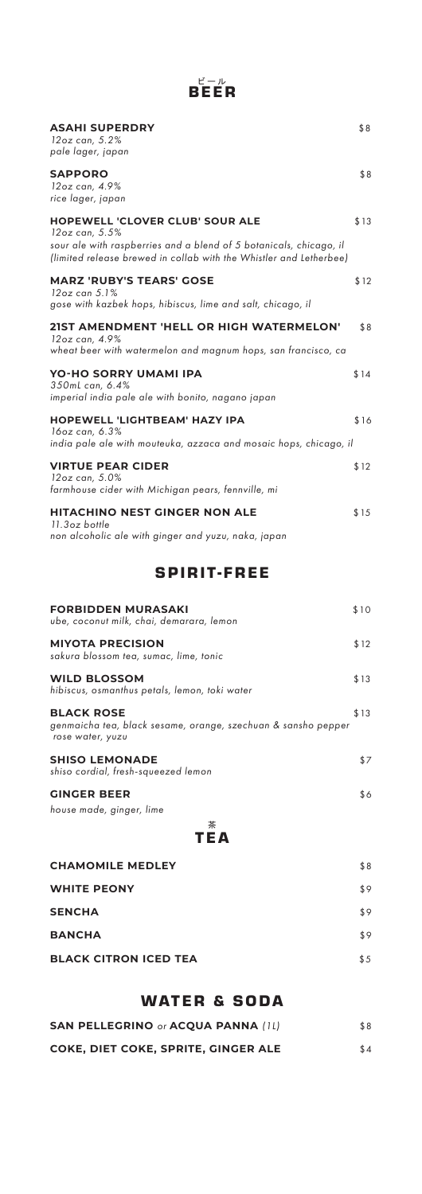ビール

# BEER

**ASAHI SUPERDRY** $8
*12oz can, 5.2%*
*pale lager, japan*

**SAPPORO** $8
*12oz can, 4.9%*
*rice lager, japan*

**HOPEWELL 'CLOVER CLUB' SOUR ALE** $13
*12oz can, 5.5%*
*sour ale with raspberries and a blend of 5 botanicals, chicago, il*
*(limited release brewed in collab with the Whistler and Letherbee)*

**MARZ 'RUBY'S TEARS' GOSE** $12
*12oz can 5.1%*
*gose with kazbek hops, hibiscus, lime and salt, chicago, il*

**21ST AMENDMENT 'HELL OR HIGH WATERMELON'** $8
*12oz can, 4.9%*
*wheat beer with watermelon and magnum hops, san francisco, ca*

**YO-HO SORRY UMAMI IPA** $14
*350mL can, 6.4%*
*imperial india pale ale with bonito, nagano japan*

**HOPEWELL 'LIGHTBEAM' HAZY IPA** $16
*16oz can, 6.3%*
*india pale ale with mouteuka, azzaca and mosaic hops, chicago, il*

**VIRTUE PEAR CIDER** $12
*12oz can, 5.0%*
*farmhouse cider with Michigan pears, fennville, mi*

**HITACHINO NEST GINGER NON ALE** $15
*11.3oz bottle*
*non alcoholic ale with ginger and yuzu, naka, japan*

# SPIRIT-FREE

**FORBIDDEN MURASAKI** $10
*ube, coconut milk, chai, demarara, lemon*

**MIYOTA PRECISION** $12
*sakura blossom tea, sumac, lime, tonic*

**WILD BLOSSOM** $13
*hibiscus, osmanthus petals, lemon, toki water*

**BLACK ROSE** $13
*genmaicha tea, black sesame, orange, szechuan & sansho pepper rose water, yuzu*

**SHISO LEMONADE** $7
*shiso cordial, fresh-squeezed lemon*

**GINGER BEER** $6
*house made, ginger, lime*

茶

# TEA

**CHAMOMILE MEDLEY** $8

**WHITE PEONY** $9

**SENCHA** $9

**BANCHA** $9

**BLACK CITRON ICED TEA** $5

# WATER & SODA

**SAN PELLEGRINO** *or* **ACQUA PANNA** *(1L)* $8

**COKE, DIET COKE, SPRITE, GINGER ALE** $4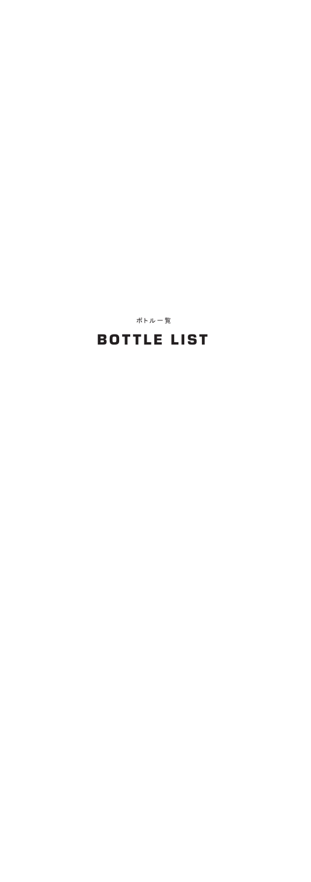ボトル一覧

# BOTTLE LIST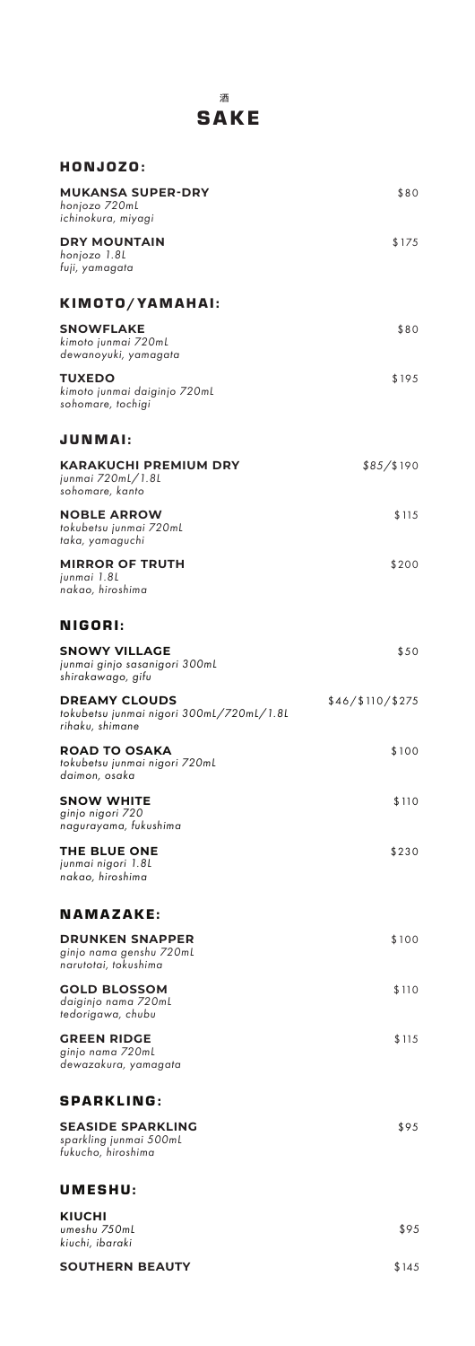酒

# SAKE

## HONJOZO:

**MUKANSA SUPER-DRY** — $80
*honjozo 720mL*
*ichinokura, miyagi*

**DRY MOUNTAIN** — $175
*honjozo 1.8L*
*fuji, yamagata*

## KIMOTO/YAMAHAI:

**SNOWFLAKE** — $80
*kimoto junmai 720mL*
*dewanoyuki, yamagata*

**TUXEDO** — $195
*kimoto junmai daiginjo 720mL*
*sohomare, tochigi*

## JUNMAI:

**KARAKUCHI PREMIUM DRY** — $85/$190
*junmai 720mL/1.8L*
*sohomare, kanto*

**NOBLE ARROW** — $115
*tokubetsu junmai 720mL*
*taka, yamaguchi*

**MIRROR OF TRUTH** — $200
*junmai 1.8L*
*nakao, hiroshima*

## NIGORI:

**SNOWY VILLAGE** — $50
*junmai ginjo sasanigori 300mL*
*shirakawago, gifu*

**DREAMY CLOUDS** — $46/$110/$275
*tokubetsu junmai nigori 300mL/720mL/1.8L*
*rihaku, shimane*

**ROAD TO OSAKA** — $100
*tokubetsu junmai nigori 720mL*
*daimon, osaka*

**SNOW WHITE** — $110
*ginjo nigori 720*
*nagurayama, fukushima*

**THE BLUE ONE** — $230
*junmai nigori 1.8L*
*nakao, hiroshima*

## NAMAZAKE:

**DRUNKEN SNAPPER** — $100
*ginjo nama genshu 720mL*
*narutotai, tokushima*

**GOLD BLOSSOM** — $110
*daiginjo nama 720mL*
*tedorigawa, chubu*

**GREEN RIDGE** — $115
*ginjo nama 720mL*
*dewazakura, yamagata*

## SPARKLING:

**SEASIDE SPARKLING** — $95
*sparkling junmai 500mL*
*fukucho, hiroshima*

## UMESHU:

**KIUCHI** — $95
*umeshu 750mL*
*kiuchi, ibaraki*

**SOUTHERN BEAUTY** — $145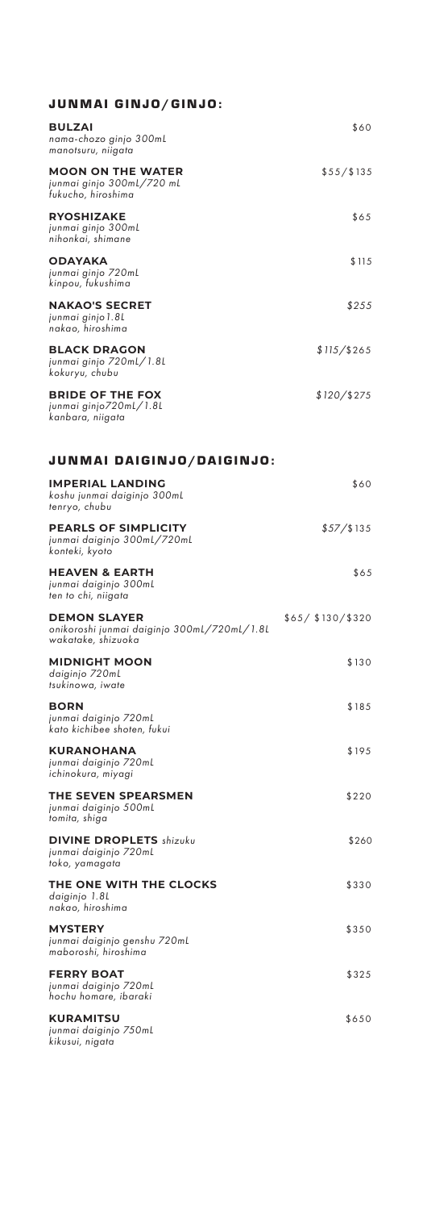## JUNMAI GINJO/GINJO:

**BULZAI** $60
*nama-chozo ginjo 300mL*
*manotsuru, niigata*

**MOON ON THE WATER** $55/$135
*junmai ginjo 300mL/720 mL*
*fukucho, hiroshima*

**RYOSHIZAKE** $65
*junmai ginjo 300mL*
*nihonkai, shimane*

**ODAYAKA** $115
*junmai ginjo 720mL*
*kinpou, fukushima*

**NAKAO'S SECRET** $255
*junmai ginjo1.8L*
*nakao, hiroshima*

**BLACK DRAGON** $115/$265
*junmai ginjo 720mL/1.8L*
*kokuryu, chubu*

**BRIDE OF THE FOX** $120/$275
*junmai ginjo720mL/1.8L*
*kanbara, niigata*

## JUNMAI DAIGINJO/DAIGINJO:

**IMPERIAL LANDING** $60
*koshu junmai daiginjo 300mL*
*tenryo, chubu*

**PEARLS OF SIMPLICITY** $57/$135
*junmai daiginjo 300mL/720mL*
*konteki, kyoto*

**HEAVEN & EARTH** $65
*junmai daiginjo 300mL*
*ten to chi, niigata*

**DEMON SLAYER** $65/ $130/$320
*onikoroshi junmai daiginjo 300mL/720mL/1.8L*
*wakatake, shizuoka*

**MIDNIGHT MOON** $130
*daiginjo 720mL*
*tsukinowa, iwate*

**BORN** $185
*junmai daiginjo 720mL*
*kato kichibee shoten, fukui*

**KURANOHANA** $195
*junmai daiginjo 720mL*
*ichinokura, miyagi*

**THE SEVEN SPEARSMEN** $220
*junmai daiginjo 500mL*
*tomita, shiga*

**DIVINE DROPLETS** *shizuku* $260
*junmai daiginjo 720mL*
*toko, yamagata*

**THE ONE WITH THE CLOCKS** $330
*daiginjo 1.8L*
*nakao, hiroshima*

**MYSTERY** $350
*junmai daiginjo genshu 720mL*
*maboroshi, hiroshima*

**FERRY BOAT** $325
*junmai daiginjo 720mL*
*hochu homare, ibaraki*

**KURAMITSU** $650
*junmai daiginjo 750mL*
*kikusui, nigata*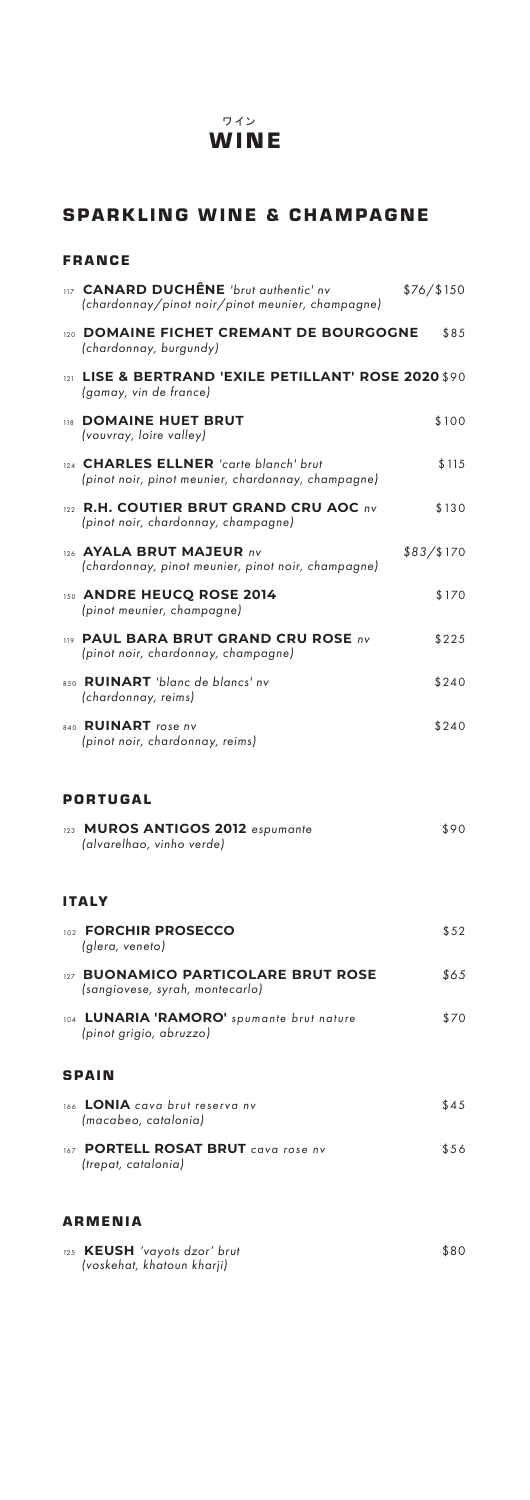ワイン
# WINE

## SPARKLING WINE & CHAMPAGNE

### FRANCE

117 **CANARD DUCHÊNE** *'brut authentic' nv* — $76/$150
*(chardonnay/pinot noir/pinot meunier, champagne)*

120 **DOMAINE FICHET CREMANT DE BOURGOGNE** — $85
*(chardonnay, burgundy)*

121 **LISE & BERTRAND 'EXILE PETILLANT' ROSE 2020** — $90
*(gamay, vin de france)*

118 **DOMAINE HUET BRUT** — $100
*(vouvray, loire valley)*

124 **CHARLES ELLNER** *'carte blanch' brut* — $115
*(pinot noir, pinot meunier, chardonnay, champagne)*

122 **R.H. COUTIER BRUT GRAND CRU AOC** *nv* — $130
*(pinot noir, chardonnay, champagne)*

126 **AYALA BRUT MAJEUR** *nv* — $83/$170
*(chardonnay, pinot meunier, pinot noir, champagne)*

150 **ANDRE HEUCQ ROSE 2014** — $170
*(pinot meunier, champagne)*

119 **PAUL BARA BRUT GRAND CRU ROSE** *nv* — $225
*(pinot noir, chardonnay, champagne)*

850 **RUINART** *'blanc de blancs' nv* — $240
*(chardonnay, reims)*

840 **RUINART** *rose nv* — $240
*(pinot noir, chardonnay, reims)*

### PORTUGAL

123 **MUROS ANTIGOS 2012** *espumante* — $90
*(alvarelhao, vinho verde)*

### ITALY

102 **FORCHIR PROSECCO** — $52
*(glera, veneto)*

127 **BUONAMICO PARTICOLARE BRUT ROSE** — $65
*(sangiovese, syrah, montecarlo)*

104 **LUNARIA 'RAMORO'** *spumante brut nature* — $70
*(pinot grigio, abruzzo)*

### SPAIN

166 **LONIA** *cava brut reserva nv* — $45
*(macabeo, catalonia)*

167 **PORTELL ROSAT BRUT** *cava rose nv* — $56
*(trepat, catalonia)*

### ARMENIA

125 **KEUSH** *'vayots dzor' brut* — $80
*(voskehat, khatoun kharji)*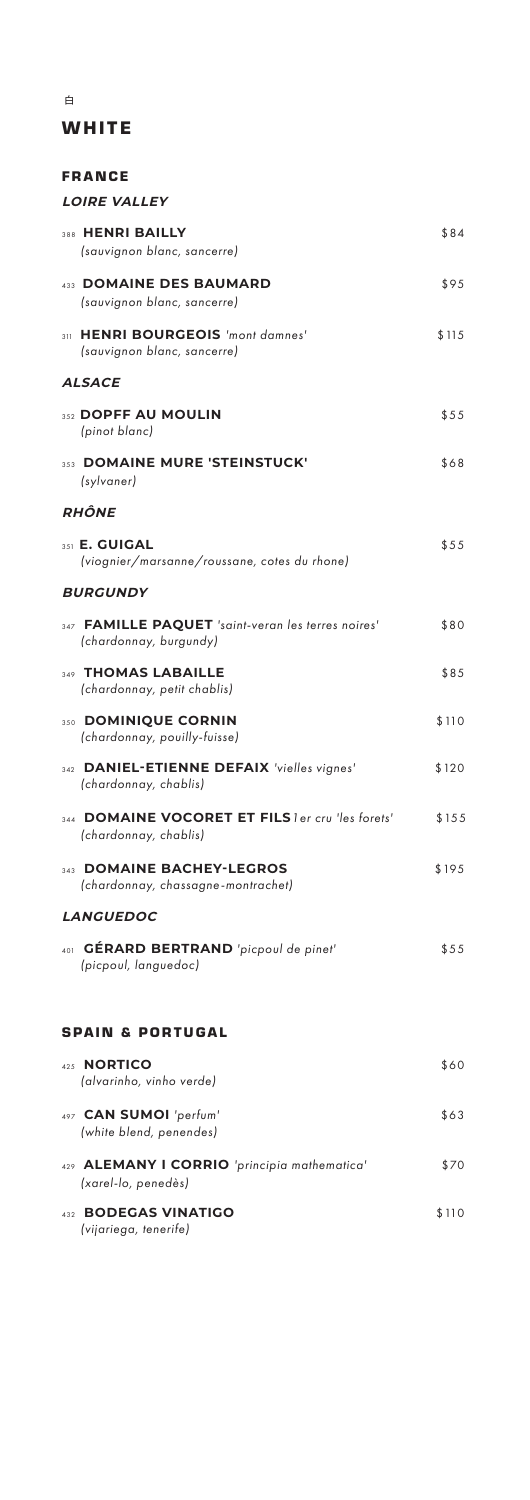白

# WHITE

## FRANCE

### LOIRE VALLEY

388 **HENRI BAILLY** $84
*(sauvignon blanc, sancerre)*

433 **DOMAINE DES BAUMARD** $95
*(sauvignon blanc, sancerre)*

311 **HENRI BOURGEOIS** *'mont damnes'* $115
*(sauvignon blanc, sancerre)*

### ALSACE

352 **DOPFF AU MOULIN** $55
*(pinot blanc)*

353 **DOMAINE MURE 'STEINSTUCK'** $68
*(sylvaner)*

### RHÔNE

351 **E. GUIGAL** $55
*(viognier/marsanne/roussane, cotes du rhone)*

### BURGUNDY

347 **FAMILLE PAQUET** *'saint-veran les terres noires'* $80
*(chardonnay, burgundy)*

349 **THOMAS LABAILLE** $85
*(chardonnay, petit chablis)*

350 **DOMINIQUE CORNIN** $110
*(chardonnay, pouilly-fuisse)*

342 **DANIEL-ETIENNE DEFAIX** *'vielles vignes'* $120
*(chardonnay, chablis)*

344 **DOMAINE VOCORET ET FILS** *1er cru 'les forets'* $155
*(chardonnay, chablis)*

343 **DOMAINE BACHEY-LEGROS** $195
*(chardonnay, chassagne-montrachet)*

### LANGUEDOC

401 **GÉRARD BERTRAND** *'picpoul de pinet'* $55
*(picpoul, languedoc)*

## SPAIN & PORTUGAL

425 **NORTICO** $60
*(alvarinho, vinho verde)*

497 **CAN SUMOI** *'perfum'* $63
*(white blend, penendes)*

429 **ALEMANY I CORRIO** *'principia mathematica'* $70
*(xarel-lo, penedès)*

432 **BODEGAS VINATIGO** $110
*(vijariega, tenerife)*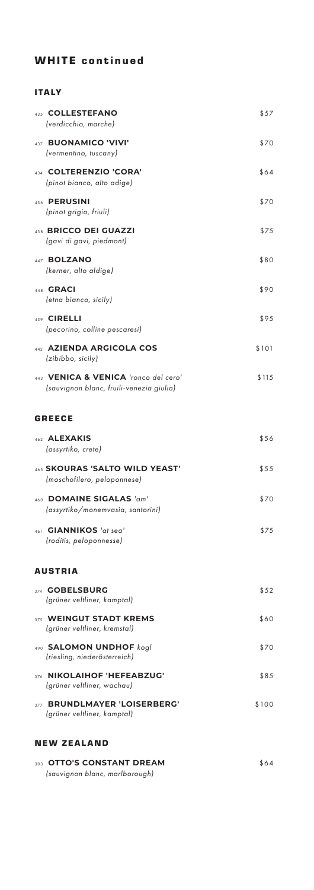## WHITE continued

### ITALY

435 **COLLESTEFANO** — $57
*(verdicchio, marche)*

437 **BUONAMICO 'VIVI'** — $70
*(vermentino, tuscany)*

434 **COLTERENZIO 'CORA'** — $64
*(pinot bianco, alto adige)*

436 **PERUSINI** — $70
*(pinot grigio, friuli)*

438 **BRICCO DEI GUAZZI** — $75
*(gavi di gavi, piedmont)*

447 **BOLZANO** — $80
*(kerner, alto aldige)*

448 **GRACI** — $90
*(etna bianco, sicily)*

439 **CIRELLI** — $95
*(pecorino, colline pescaresi)*

442 **AZIENDA ARGICOLA COS** — $101
*(zibibbo, sicily)*

443 **VENICA & VENICA** *'ronco del cero'* — $115
*(sauvignon blanc, fruili-venezia giulia)*

### GREECE

462 **ALEXAKIS** — $56
*(assyrtiko, crete)*

463 **SKOURAS 'SALTO WILD YEAST'** — $55
*(moschofilero, peloponnese)*

460 **DOMAINE SIGALAS** *'am'* — $70
*(assyrtiko/monemvasia, santorini)*

461 **GIANNIKOS** *'at sea'* — $75
*(roditis, peloponnesse)*

### AUSTRIA

374 **GOBELSBURG** — $52
*(grüner veltliner, kamptal)*

375 **WEINGUT STADT KREMS** — $60
*(grüner veltliner, kremstal)*

490 **SALOMON UNDHOF** *kogl* — $70
*(riesling, niederösterreich)*

376 **NIKOLAIHOF 'HEFEABZUG'** — $85
*(grüner veltliner, wachau)*

377 **BRUNDLMAYER 'LOISERBERG'** — $100
*(grüner veltliner, kamptal)*

### NEW ZEALAND

303 **OTTO'S CONSTANT DREAM** — $64
*(sauvignon blanc, marlborough)*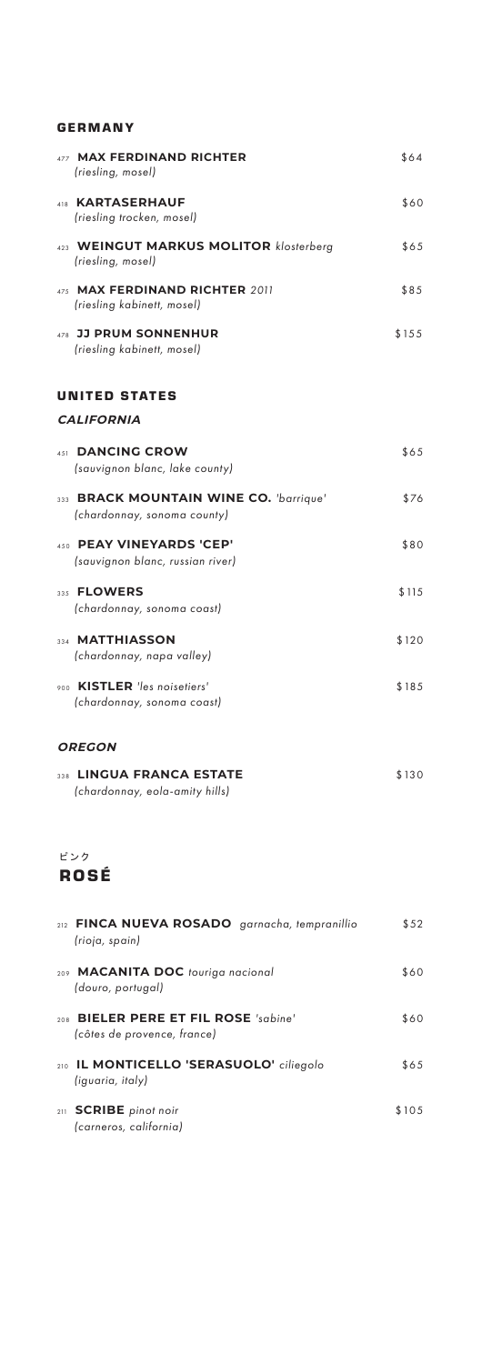## GERMANY

477 **MAX FERDINAND RICHTER** — $64
*(riesling, mosel)*

418 **KARTASERHAUF** — $60
*(riesling trocken, mosel)*

423 **WEINGUT MARKUS MOLITOR** *klosterberg* — $65
*(riesling, mosel)*

475 **MAX FERDINAND RICHTER** *2011* — $85
*(riesling kabinett, mosel)*

478 **JJ PRUM SONNENHUR** — $155
*(riesling kabinett, mosel)*

## UNITED STATES

### *CALIFORNIA*

451 **DANCING CROW** — $65
*(sauvignon blanc, lake county)*

333 **BRACK MOUNTAIN WINE CO.** *'barrique'* — $76
*(chardonnay, sonoma county)*

450 **PEAY VINEYARDS 'CEP'** — $80
*(sauvignon blanc, russian river)*

335 **FLOWERS** — $115
*(chardonnay, sonoma coast)*

334 **MATTHIASSON** — $120
*(chardonnay, napa valley)*

900 **KISTLER** *'les noisetiers'* — $185
*(chardonnay, sonoma coast)*

### *OREGON*

338 **LINGUA FRANCA ESTATE** — $130
*(chardonnay, eola-amity hills)*

ピンク

# ROSÉ

212 **FINCA NUEVA ROSADO** *garnacha, tempranillio* — $52
*(rioja, spain)*

209 **MACANITA DOC** *touriga nacional* — $60
*(douro, portugal)*

208 **BIELER PERE ET FIL ROSE** *'sabine'* — $60
*(côtes de provence, france)*

210 **IL MONTICELLO 'SERASUOLO'** *ciliegolo* — $65
*(iguaria, italy)*

211 **SCRIBE** *pinot noir* — $105
*(carneros, california)*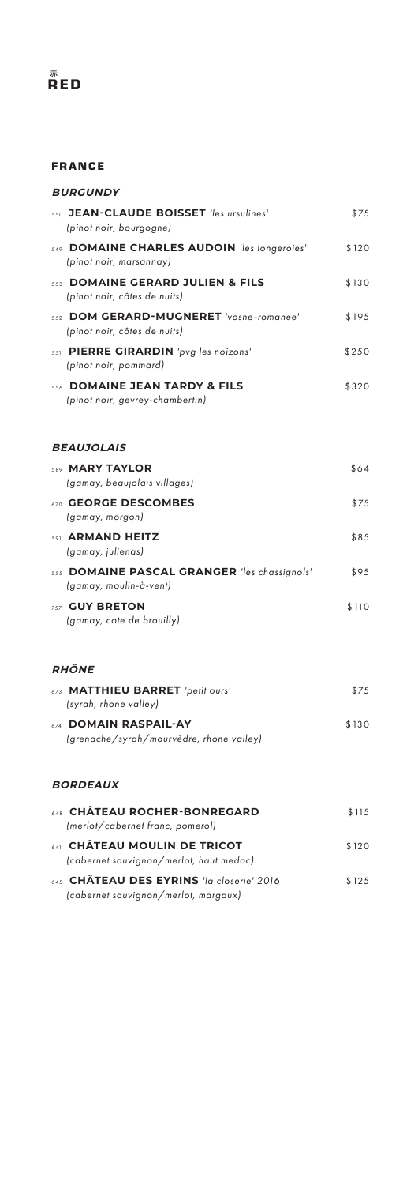赤
# RED

## FRANCE

### *BURGUNDY*

550 **JEAN-CLAUDE BOISSET** *'les ursulines'* — $75
*(pinot noir, bourgogne)*

549 **DOMAINE CHARLES AUDOIN** *'les longeroies'* — $120
*(pinot noir, marsannay)*

553 **DOMAINE GERARD JULIEN & FILS** — $130
*(pinot noir, côtes de nuits)*

552 **DOM GERARD-MUGNERET** *'vosne-romanee'* — $195
*(pinot noir, côtes de nuits)*

551 **PIERRE GIRARDIN** *'pvg les noizons'* — $250
*(pinot noir, pommard)*

556 **DOMAINE JEAN TARDY & FILS** — $320
*(pinot noir, gevrey-chambertin)*

### *BEAUJOLAIS*

589 **MARY TAYLOR** — $64
*(gamay, beaujolais villages)*

670 **GEORGE DESCOMBES** — $75
*(gamay, morgon)*

591 **ARMAND HEITZ** — $85
*(gamay, julienas)*

555 **DOMAINE PASCAL GRANGER** *'les chassignols'* — $95
*(gamay, moulin-à-vent)*

757 **GUY BRETON** — $110
*(gamay, cote de brouilly)*

### *RHÔNE*

673 **MATTHIEU BARRET** *'petit ours'* — $75
*(syrah, rhone valley)*

674 **DOMAIN RASPAIL-AY** — $130
*(grenache/syrah/mourvèdre, rhone valley)*

### *BORDEAUX*

648 **CHÂTEAU ROCHER-BONREGARD** — $115
*(merlot/cabernet franc, pomerol)*

641 **CHÂTEAU MOULIN DE TRICOT** — $120
*(cabernet sauvignon/merlot, haut medoc)*

645 **CHÂTEAU DES EYRINS** *'la closerie' 2016* — $125
*(cabernet sauvignon/merlot, margaux)*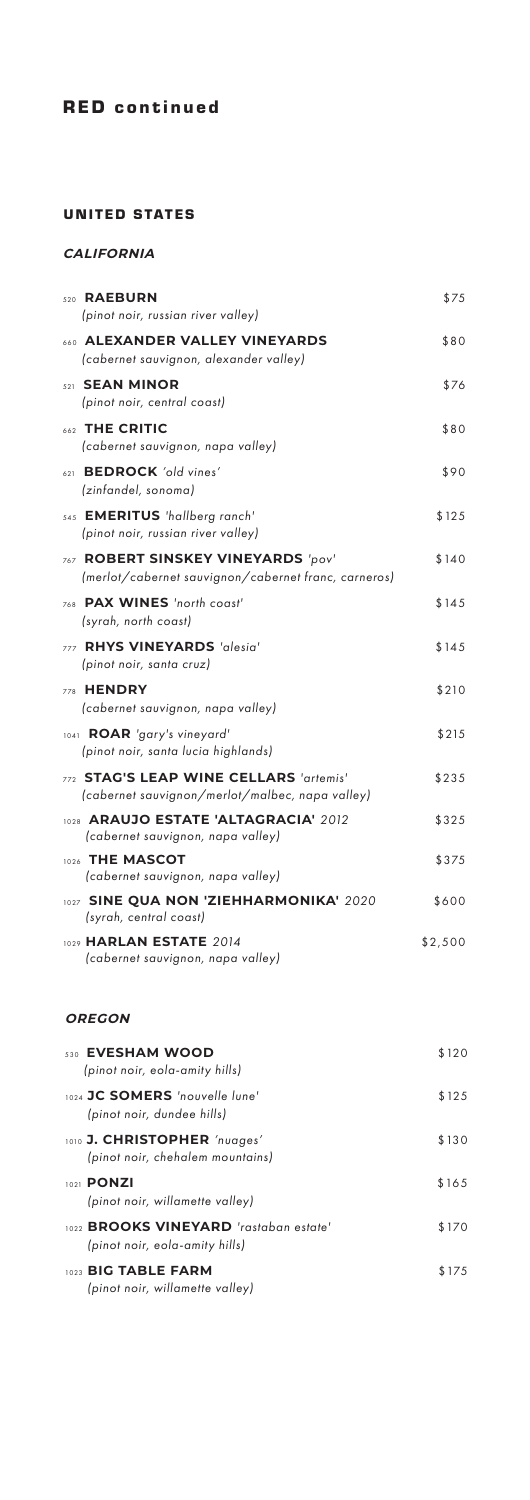# RED continued

## UNITED STATES

### *CALIFORNIA*

520 **RAEBURN** — $75
*(pinot noir, russian river valley)*

660 **ALEXANDER VALLEY VINEYARDS** — $80
*(cabernet sauvignon, alexander valley)*

521 **SEAN MINOR** — $76
*(pinot noir, central coast)*

662 **THE CRITIC** — $80
*(cabernet sauvignon, napa valley)*

621 **BEDROCK** *'old vines'* — $90
*(zinfandel, sonoma)*

545 **EMERITUS** *'hallberg ranch'* — $125
*(pinot noir, russian river valley)*

767 **ROBERT SINSKEY VINEYARDS** *'pov'* — $140
*(merlot/cabernet sauvignon/cabernet franc, carneros)*

768 **PAX WINES** *'north coast'* — $145
*(syrah, north coast)*

777 **RHYS VINEYARDS** *'alesia'* — $145
*(pinot noir, santa cruz)*

778 **HENDRY** — $210
*(cabernet sauvignon, napa valley)*

1041 **ROAR** *'gary's vineyard'* — $215
*(pinot noir, santa lucia highlands)*

772 **STAG'S LEAP WINE CELLARS** *'artemis'* — $235
*(cabernet sauvignon/merlot/malbec, napa valley)*

1028 **ARAUJO ESTATE 'ALTAGRACIA'** *2012* — $325
*(cabernet sauvignon, napa valley)*

1026 **THE MASCOT** — $375
*(cabernet sauvignon, napa valley)*

1027 **SINE QUA NON 'ZIEHHARMONIKA'** *2020* — $600
*(syrah, central coast)*

1029 **HARLAN ESTATE** *2014* — $2,500
*(cabernet sauvignon, napa valley)*

### *OREGON*

530 **EVESHAM WOOD** — $120
*(pinot noir, eola-amity hills)*

1024 **JC SOMERS** *'nouvelle lune'* — $125
*(pinot noir, dundee hills)*

1010 **J. CHRISTOPHER** *'nuages'* — $130
*(pinot noir, chehalem mountains)*

1021 **PONZI** — $165
*(pinot noir, willamette valley)*

1022 **BROOKS VINEYARD** *'rastaban estate'* — $170
*(pinot noir, eola-amity hills)*

1023 **BIG TABLE FARM** — $175
*(pinot noir, willamette valley)*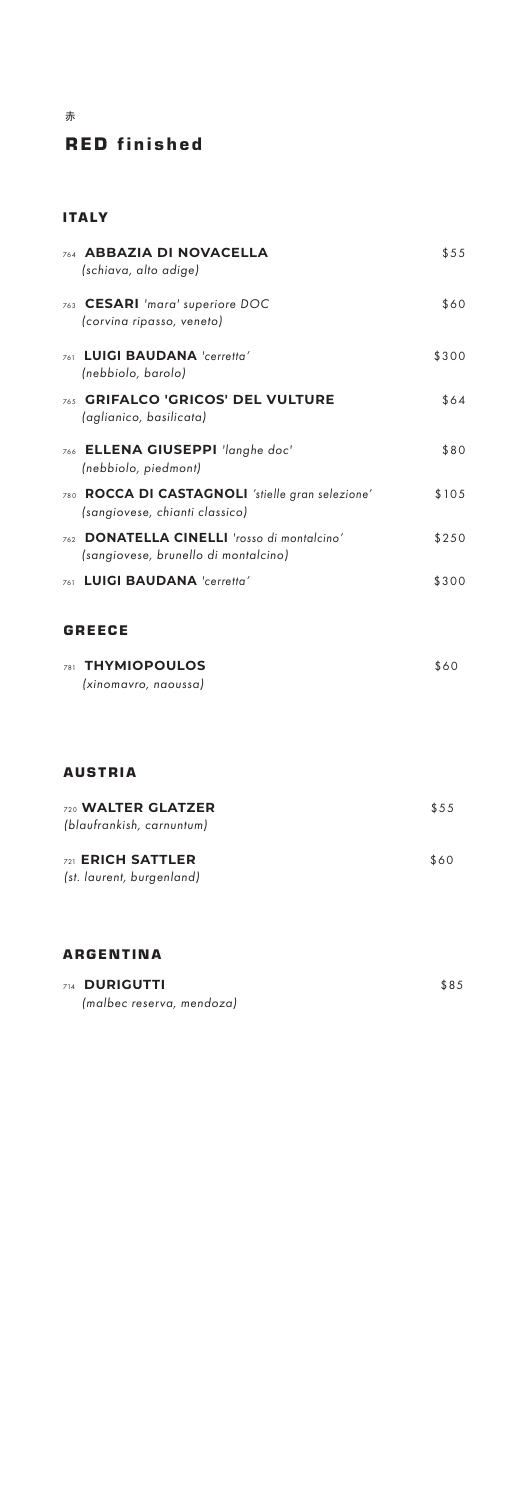赤

# RED finished

## ITALY

| | |
|---|---|
| 764 **ABBAZIA DI NOVACELLA** *(schiava, alto adige)* | $55 |
| 763 **CESARI** *'mara' superiore DOC* *(corvina ripasso, veneto)* | $60 |
| 761 **LUIGI BAUDANA** *'cerretta'* *(nebbiolo, barolo)* | $300 |
| 765 **GRIFALCO 'GRICOS' DEL VULTURE** *(aglianico, basilicata)* | $64 |
| 766 **ELLENA GIUSEPPI** *'langhe doc'* *(nebbiolo, piedmont)* | $80 |
| 780 **ROCCA DI CASTAGNOLI** *'stielle gran selezione'* *(sangiovese, chianti classico)* | $105 |
| 762 **DONATELLA CINELLI** *'rosso di montalcino'* *(sangiovese, brunello di montalcino)* | $250 |
| 761 **LUIGI BAUDANA** *'cerretta'* | $300 |

## GREECE

| | |
|---|---|
| 781 **THYMIOPOULOS** *(xinomavro, naoussa)* | $60 |

## AUSTRIA

| | |
|---|---|
| 720 **WALTER GLATZER** *(blaufrankish, carnuntum)* | $55 |
| 721 **ERICH SATTLER** *(st. laurent, burgenland)* | $60 |

## ARGENTINA

| | |
|---|---|
| 714 **DURIGUTTI** *(malbec reserva, mendoza)* | $85 |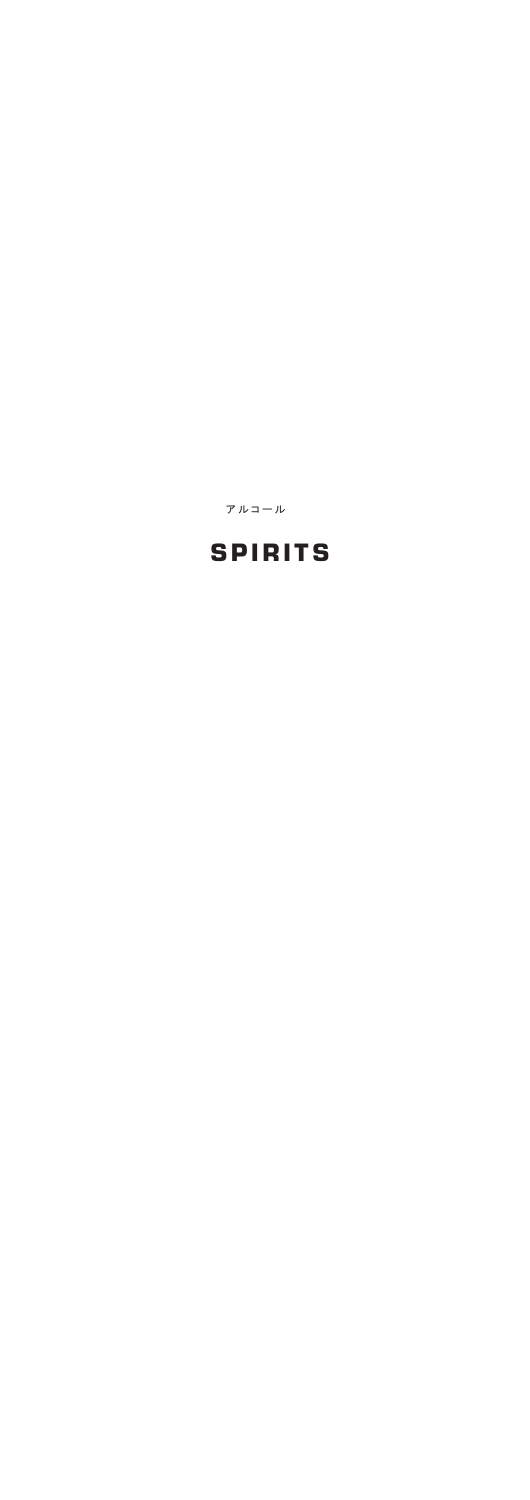アルコール

# SPIRITS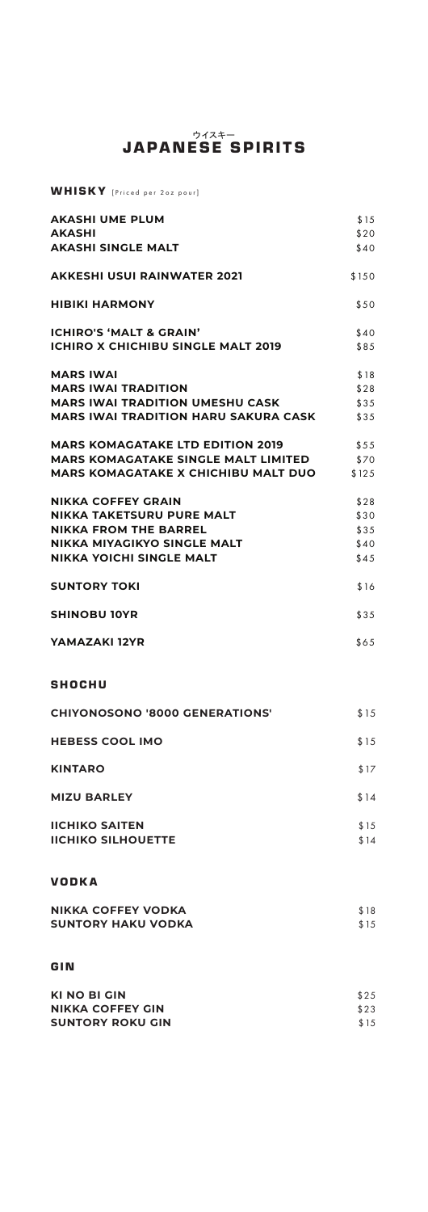ウイスキー
# JAPANESE SPIRITS

## WHISKY [Priced per 2oz pour]

| | |
|---|---|
| **AKASHI UME PLUM** | $15 |
| **AKASHI** | $20 |
| **AKASHI SINGLE MALT** | $40 |
| **AKKESHI USUI RAINWATER 2021** | $150 |
| **HIBIKI HARMONY** | $50 |
| **ICHIRO'S 'MALT & GRAIN'** | $40 |
| **ICHIRO X CHICHIBU SINGLE MALT 2019** | $85 |
| **MARS IWAI** | $18 |
| **MARS IWAI TRADITION** | $28 |
| **MARS IWAI TRADITION UMESHU CASK** | $35 |
| **MARS IWAI TRADITION HARU SAKURA CASK** | $35 |
| **MARS KOMAGATAKE LTD EDITION 2019** | $55 |
| **MARS KOMAGATAKE SINGLE MALT LIMITED** | $70 |
| **MARS KOMAGATAKE X CHICHIBU MALT DUO** | $125 |
| **NIKKA COFFEY GRAIN** | $28 |
| **NIKKA TAKETSURU PURE MALT** | $30 |
| **NIKKA FROM THE BARREL** | $35 |
| **NIKKA MIYAGIKYO SINGLE MALT** | $40 |
| **NIKKA YOICHI SINGLE MALT** | $45 |
| **SUNTORY TOKI** | $16 |
| **SHINOBU 10YR** | $35 |
| **YAMAZAKI 12YR** | $65 |

## SHOCHU

| | |
|---|---|
| **CHIYONOSONO '8000 GENERATIONS'** | $15 |
| **HEBESS COOL IMO** | $15 |
| **KINTARO** | $17 |
| **MIZU BARLEY** | $14 |
| **IICHIKO SAITEN** | $15 |
| **IICHIKO SILHOUETTE** | $14 |

## VODKA

| | |
|---|---|
| **NIKKA COFFEY VODKA** | $18 |
| **SUNTORY HAKU VODKA** | $15 |

## GIN

| | |
|---|---|
| **KI NO BI GIN** | $25 |
| **NIKKA COFFEY GIN** | $23 |
| **SUNTORY ROKU GIN** | $15 |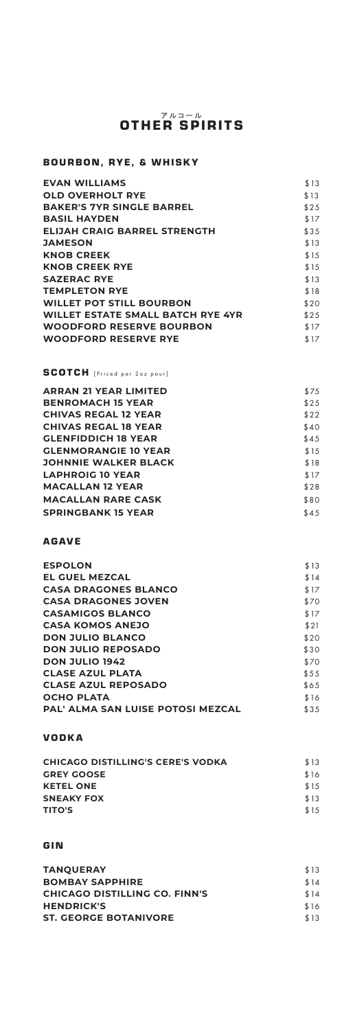アルコール

# OTHER SPIRITS

## BOURBON, RYE, & WHISKY

| | |
|---|---|
| **EVAN WILLIAMS** | $13 |
| **OLD OVERHOLT RYE** | $13 |
| **BAKER'S 7YR SINGLE BARREL** | $25 |
| **BASIL HAYDEN** | $17 |
| **ELIJAH CRAIG BARREL STRENGTH** | $35 |
| **JAMESON** | $13 |
| **KNOB CREEK** | $15 |
| **KNOB CREEK RYE** | $15 |
| **SAZERAC RYE** | $13 |
| **TEMPLETON RYE** | $18 |
| **WILLET POT STILL BOURBON** | $20 |
| **WILLET ESTATE SMALL BATCH RYE 4YR** | $25 |
| **WOODFORD RESERVE BOURBON** | $17 |
| **WOODFORD RESERVE RYE** | $17 |

## SCOTCH [Priced per 2oz pour]

| | |
|---|---|
| **ARRAN 21 YEAR LIMITED** | $75 |
| **BENROMACH 15 YEAR** | $25 |
| **CHIVAS REGAL 12 YEAR** | $22 |
| **CHIVAS REGAL 18 YEAR** | $40 |
| **GLENFIDDICH 18 YEAR** | $45 |
| **GLENMORANGIE 10 YEAR** | $15 |
| **JOHNNIE WALKER BLACK** | $18 |
| **LAPHROIG 10 YEAR** | $17 |
| **MACALLAN 12 YEAR** | $28 |
| **MACALLAN RARE CASK** | $80 |
| **SPRINGBANK 15 YEAR** | $45 |

## AGAVE

| | |
|---|---|
| **ESPOLON** | $13 |
| **EL GUEL MEZCAL** | $14 |
| **CASA DRAGONES BLANCO** | $17 |
| **CASA DRAGONES JOVEN** | $70 |
| **CASAMIGOS BLANCO** | $17 |
| **CASA KOMOS ANEJO** | $21 |
| **DON JULIO BLANCO** | $20 |
| **DON JULIO REPOSADO** | $30 |
| **DON JULIO 1942** | $70 |
| **CLASE AZUL PLATA** | $55 |
| **CLASE AZUL REPOSADO** | $65 |
| **OCHO PLATA** | $16 |
| **PAL' ALMA SAN LUISE POTOSI MEZCAL** | $35 |

## VODKA

| | |
|---|---|
| **CHICAGO DISTILLING'S CERE'S VODKA** | $13 |
| **GREY GOOSE** | $16 |
| **KETEL ONE** | $15 |
| **SNEAKY FOX** | $13 |
| **TITO'S** | $15 |

## GIN

| | |
|---|---|
| **TANQUERAY** | $13 |
| **BOMBAY SAPPHIRE** | $14 |
| **CHICAGO DISTILLING CO. FINN'S** | $14 |
| **HENDRICK'S** | $16 |
| **ST. GEORGE BOTANIVORE** | $13 |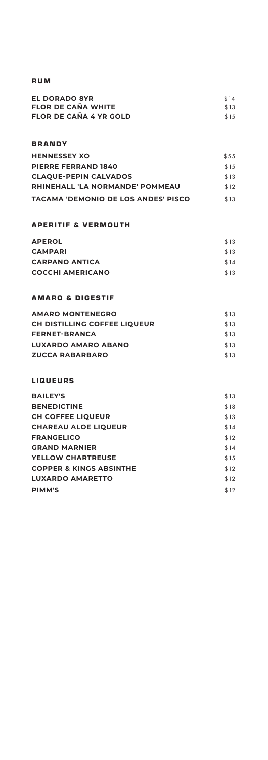## RUM

| | |
|---|---|
| **EL DORADO 8YR** | $14 |
| **FLOR DE CAÑA WHITE** | $13 |
| **FLOR DE CAÑA 4 YR GOLD** | $15 |

## BRANDY

| | |
|---|---|
| **HENNESSEY XO** | $55 |
| **PIERRE FERRAND 1840** | $15 |
| **CLAQUE-PEPIN CALVADOS** | $13 |
| **RHINEHALL 'LA NORMANDE' POMMEAU** | $12 |
| **TACAMA 'DEMONIO DE LOS ANDES' PISCO** | $13 |

## APERITIF & VERMOUTH

| | |
|---|---|
| **APEROL** | $13 |
| **CAMPARI** | $13 |
| **CARPANO ANTICA** | $14 |
| **COCCHI AMERICANO** | $13 |

## AMARO & DIGESTIF

| | |
|---|---|
| **AMARO MONTENEGRO** | $13 |
| **CH DISTILLING COFFEE LIQUEUR** | $13 |
| **FERNET-BRANCA** | $13 |
| **LUXARDO AMARO ABANO** | $13 |
| **ZUCCA RABARBARO** | $13 |

## LIQUEURS

| | |
|---|---|
| **BAILEY'S** | $13 |
| **BENEDICTINE** | $18 |
| **CH COFFEE LIQUEUR** | $13 |
| **CHAREAU ALOE LIQUEUR** | $14 |
| **FRANGELICO** | $12 |
| **GRAND MARNIER** | $14 |
| **YELLOW CHARTREUSE** | $15 |
| **COPPER & KINGS ABSINTHE** | $12 |
| **LUXARDO AMARETTO** | $12 |
| **PIMM'S** | $12 |